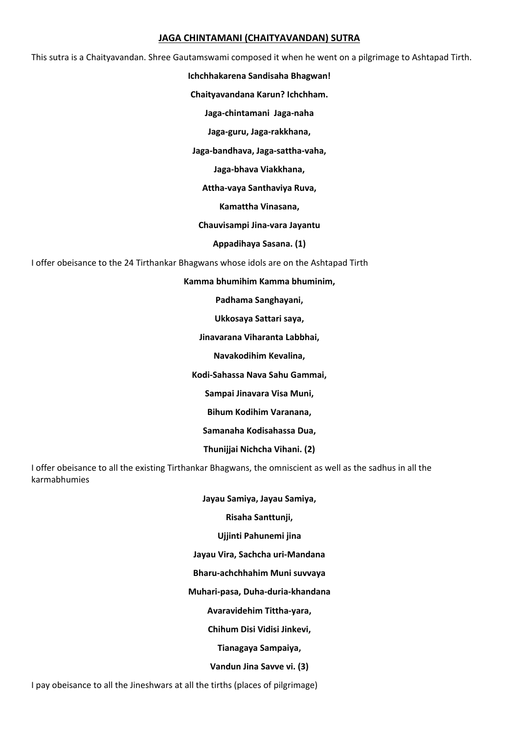# JAGA CHINTAMANI (CHAITYAVANDAN) SUTRA

This sutra is a Chaityavandan. Shree Gautamswami composed it when he went on a pilgrimage to Ashtapad Tirth.

**Ichchhakarena Sandisaha Bhagwan!**

**Chaityavandana Karun? Ichchham.**

**Jaga-chintamani Jaga-naha**

**Jaga-guru, Jaga-rakkhana,**

**Jaga-bandhava, Jaga-sattha-vaha,**

**Jaga-bhava Viakkhana,**

**Attha-vaya Santhaviya Ruva,**

**Kamattha Vinasana,**

**Chauvisampi Jina-vara Jayantu**

**Appadihaya Sasana. (1)**

I offer obeisance to the 24 Tirthankar Bhagwans whose idols are on the Ashtapad Tirth

**Kamma bhumihim Kamma bhuminim,**

**Padhama Sanghayani,**

**Ukkosaya Sattari saya,**

**Jinavarana Viharanta Labbhai,**

**Navakodihim Kevalina,**

**Kodi-Sahassa Nava Sahu Gammai,**

**Sampai Jinavara Visa Muni,**

**Bihum Kodihim Varanana,**

**Samanaha Kodisahassa Dua,**

**Thunijjai Nichcha Vihani. (2)**

I offer obeisance to all the existing Tirthankar Bhagwans, the omniscient as well as the sadhus in all the karmabhumies

**Jayau Samiya, Jayau Samiya,**

**Risaha Santtunji,**

**Ujjinti Pahunemi jina**

**Jayau Vira, Sachcha uri-Mandana**

**Bharu-achchhahim Muni suvvaya**

**Muhari-pasa, Duha-duria-khandana**

**Avaravidehim Tittha-yara,**

**Chihum Disi Vidisi Jinkevi,**

**Tianagaya Sampaiya,**

**Vandun Jina Savve vi. (3)**

I pay obeisance to all the Jineshwars at all the tirths (places of pilgrimage)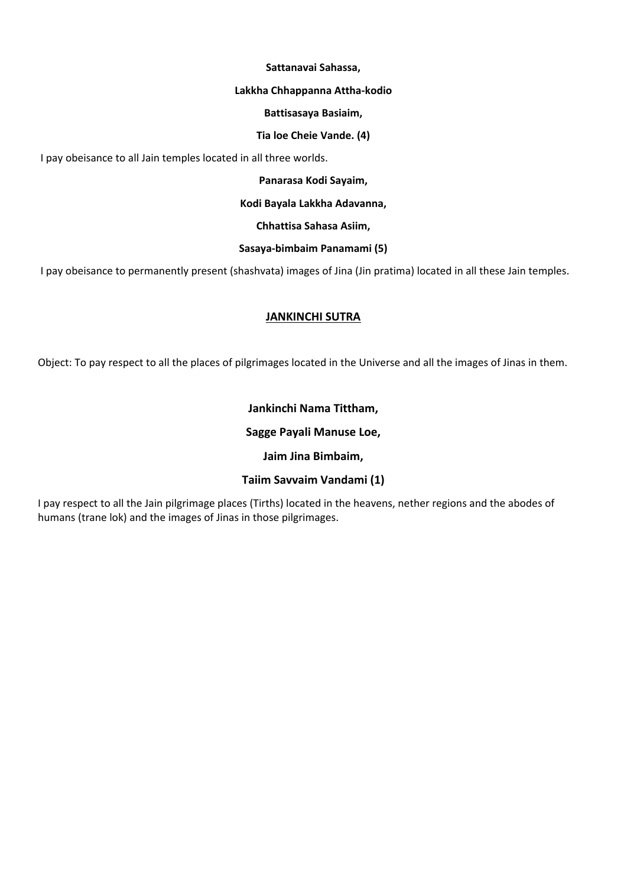**Sattanavai Sahassa,**

**Lakkha Chhappanna Attha-kodio**

**Battisasaya Basiaim,**

**Tia loe Cheie Vande. (4)**

I pay obeisance to all Jain temples located in all three worlds.

**Panarasa Kodi Sayaim,**

**Kodi Bayala Lakkha Adavanna,**

**Chhattisa Sahasa Asiim,**

**Sasaya-bimbaim Panamami (5)**

I pay obeisance to permanently present (shashvata) images of Jina (Jin pratima) located in all these Jain temples.

## JANKINCHI SUTRA

Object: To pay respect to all the places of pilgrimages located in the Universe and all the images of Jinas in them.

**Jankinchi Nama Tittham,**

**Sagge Payali Manuse Loe,**

**Jaim Jina Bimbaim,**

**Taiim Savvaim Vandami (1)**

I pay respect to all the Jain pilgrimage places (Tirths) located in the heavens, nether regions and the abodes of humans (trane lok) and the images of Jinas in those pilgrimages.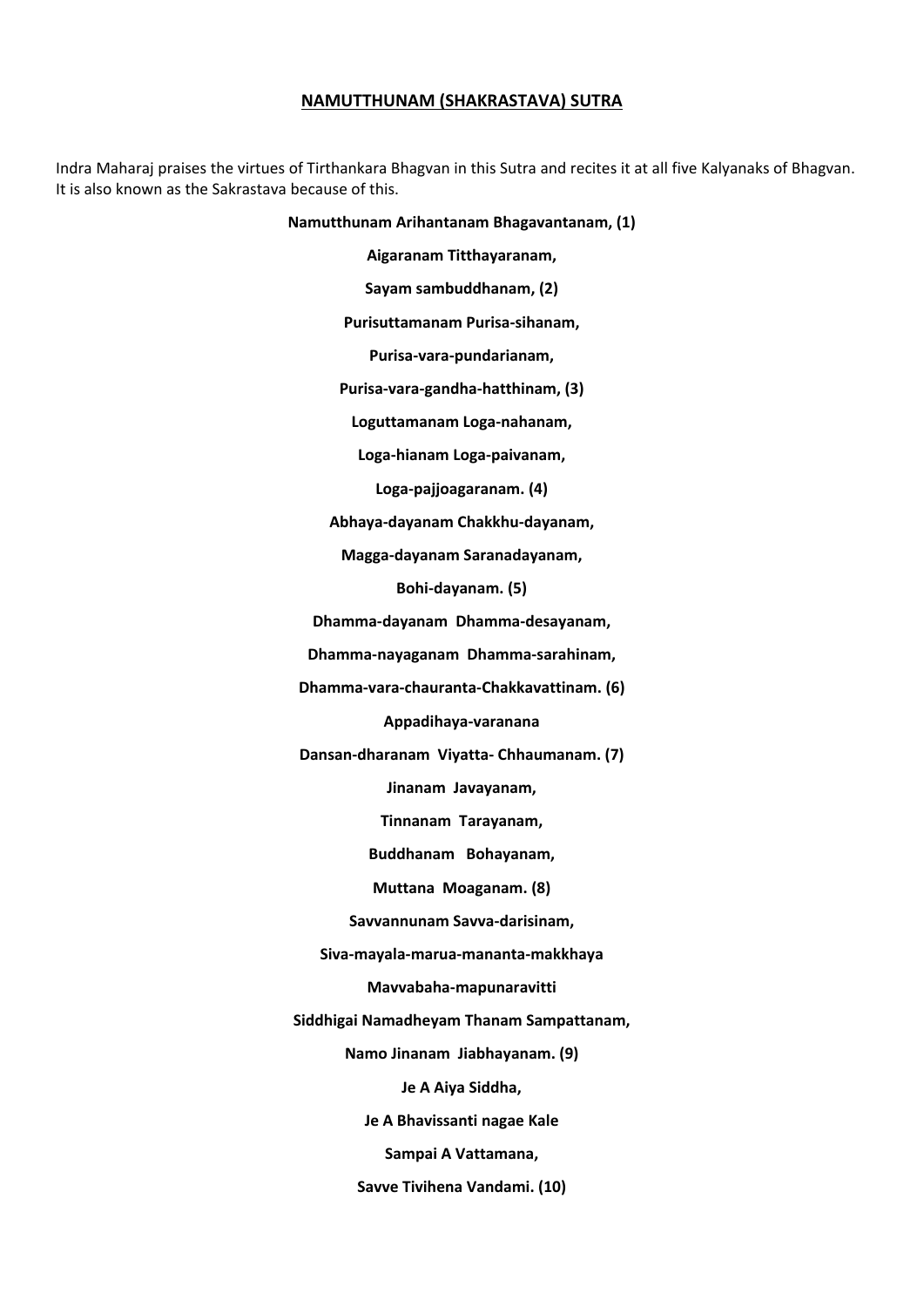## NAMUTTHUNAM (SHAKRASTAVA) SUTRA

Indra Maharaj praises the virtues of Tirthankara Bhagvan in this Sutra and recites it at all five Kalyanaks of Bhagvan. It is also known as the Sakrastava because of this.

**Namutthunam Arihantanam Bhagavantanam, (1)**

**Aigaranam Titthayaranam,**

**Sayam sambuddhanam, (2)**

**Purisuttamanam Purisa-sihanam,**

**Purisa-vara-pundarianam,**

**Purisa-vara-gandha-hatthinam, (3)**

**Loguttamanam Loga-nahanam,**

**Loga-hianam Loga-paivanam,**

**Loga-pajjoagaranam. (4)**

**Abhaya-dayanam Chakkhu-dayanam,**

**Magga-dayanam Saranadayanam,**

**Bohi-dayanam. (5)**

**Dhamma-dayanam Dhamma-desayanam,**

**Dhamma-nayaganam Dhamma-sarahinam,**

**Dhamma-vara-chauranta-Chakkavattinam. (6)**

**Appadihaya-varanana**

**Dansan-dharanam Viyatta- Chhaumanam. (7)**

**Jinanam Javayanam,**

**Tinnanam Tarayanam,**

**Buddhanam Bohayanam,**

**Muttana Moaganam. (8)**

**Savvannunam Savva-darisinam,**

**Siva-mayala-marua-mananta-makkhaya**

**Mavvabaha-mapunaravitti**

**Siddhigai Namadheyam Thanam Sampattanam,**

**Namo Jinanam Jiabhayanam. (9)**

**Je A Aiya Siddha,**

**Je A Bhavissanti nagae Kale**

**Sampai A Vattamana,**

**Savve Tivihena Vandami. (10)**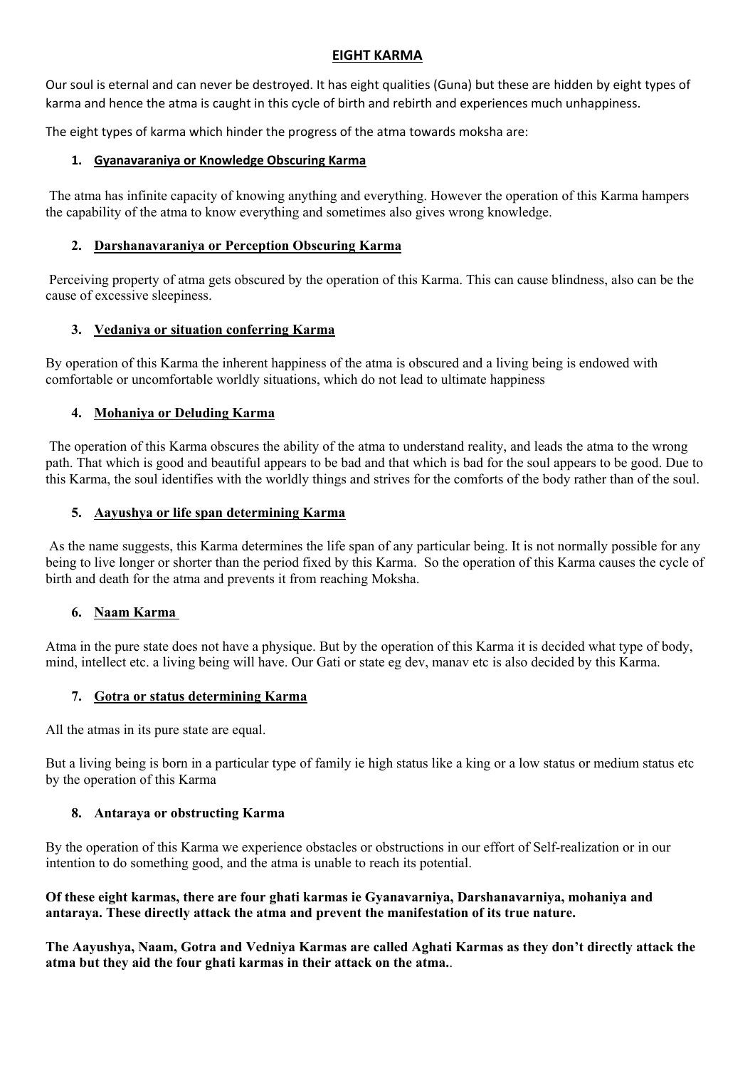# EIGHT KARMA

Our soul is eternal and can never be destroyed. It has eight qualities (Guna) but these are hidden by eight types of karma and hence the atma is caught in this cycle of birth and rebirth and experiences much unhappiness.

The eight types of karma which hinder the progress of the atma towards moksha are:

## 1. Gyanavaraniya or Knowledge Obscuring Karma

The atma has infinite capacity of knowing anything and everything. However the operation of this Karma hampers the capability of the atma to know everything and sometimes also gives wrong knowledge.

## 2. Darshanavaraniya or Perception Obscuring Karma

Perceiving property of atma gets obscured by the operation of this Karma. This can cause blindness, also can be the cause of excessive sleepiness.

## 3. Vedaniya or situation conferring Karma

By operation of this Karma the inherent happiness of the atma is obscured and a living being is endowed with comfortable or uncomfortable worldly situations, which do not lead to ultimate happiness

## 4. Mohaniya or Deluding Karma

The operation of this Karma obscures the ability of the atma to understand reality, and leads the atma to the wrong path. That which is good and beautiful appears to be bad and that which is bad for the soul appears to be good. Due to this Karma, the soul identifies with the worldly things and strives for the comforts of the body rather than of the soul.

## 5. Aayushya or life span determining Karma

As the name suggests, this Karma determines the life span of any particular being. It is not normally possible for any being to live longer or shorter than the period fixed by this Karma. So the operation of this Karma causes the cycle of birth and death for the atma and prevents it from reaching Moksha.

## 6. Naam Karma

Atma in the pure state does not have a physique. But by the operation of this Karma it is decided what type of body, mind, intellect etc. a living being will have. Our Gati or state eg dev, manav etc is also decided by this Karma.

## 7. Gotra or status determining Karma

All the atmas in its pure state are equal.

But a living being is born in a particular type of family ie high status like a king or a low status or medium status etc by the operation of this Karma

## 8. Antaraya or obstructing Karma

By the operation of this Karma we experience obstacles or obstructions in our effort of Self-realization or in our intention to do something good, and the atma is unable to reach its potential.

**Of these eight karmas, there are four ghati karmas ie Gyanavarniya, Darshanavarniya, mohaniya and antaraya. These directly attack the atma and prevent the manifestation of its true nature.**

**The Aayushya, Naam, Gotra and Vedniya Karmas are called Aghati Karmas as they don't directly attack the atma but they aid the four ghati karmas in their attack on the atma.**.